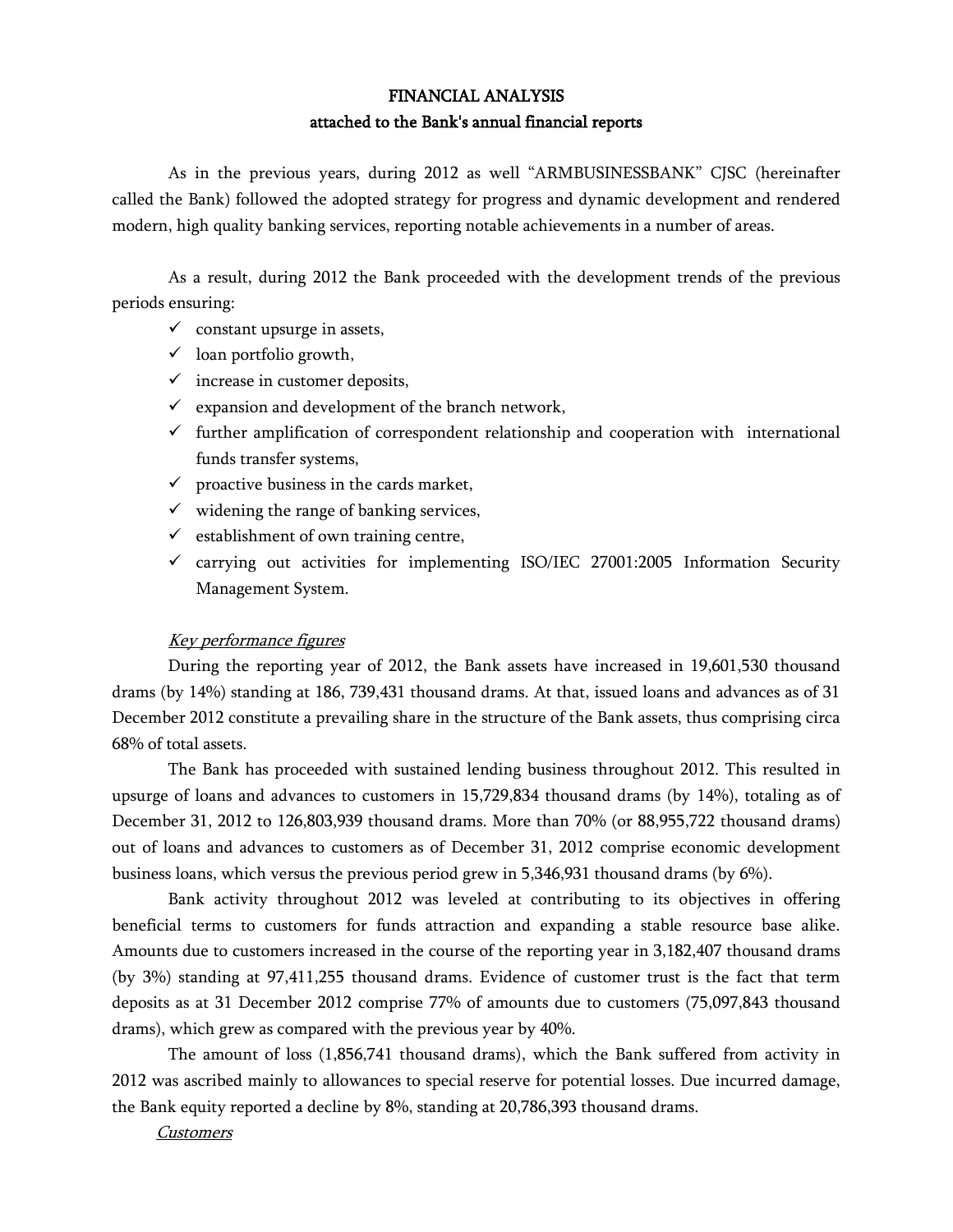# FINANCIAL ANALYSIS
## attached to the Bank's annual financial reports

As in the previous years, during 2012 as well "ARMBUSINESSBANK" CJSC (hereinafter called the Bank) followed the adopted strategy for progress and dynamic development and rendered modern, high quality banking services, reporting notable achievements in a number of areas.

As a result, during 2012 the Bank proceeded with the development trends of the previous periods ensuring:

- ✓ constant upsurge in assets,
- ✓ loan portfolio growth,
- ✓ increase in customer deposits,
- ✓ expansion and development of the branch network,
- ✓ further amplification of correspondent relationship and cooperation with international funds transfer systems,
- ✓ proactive business in the cards market,
- ✓ widening the range of banking services,
- ✓ establishment of own training centre,
- ✓ carrying out activities for implementing ISO/IEC 27001:2005 Information Security Management System.

*Key performance figures*

During the reporting year of 2012, the Bank assets have increased in 19,601,530 thousand drams (by 14%) standing at 186, 739,431 thousand drams. At that, issued loans and advances as of 31 December 2012 constitute a prevailing share in the structure of the Bank assets, thus comprising circa 68% of total assets.

The Bank has proceeded with sustained lending business throughout 2012. This resulted in upsurge of loans and advances to customers in 15,729,834 thousand drams (by 14%), totaling as of December 31, 2012 to 126,803,939 thousand drams. More than 70% (or 88,955,722 thousand drams) out of loans and advances to customers as of December 31, 2012 comprise economic development business loans, which versus the previous period grew in 5,346,931 thousand drams (by 6%).

Bank activity throughout 2012 was leveled at contributing to its objectives in offering beneficial terms to customers for funds attraction and expanding a stable resource base alike. Amounts due to customers increased in the course of the reporting year in 3,182,407 thousand drams (by 3%) standing at 97,411,255 thousand drams. Evidence of customer trust is the fact that term deposits as at 31 December 2012 comprise 77% of amounts due to customers (75,097,843 thousand drams), which grew as compared with the previous year by 40%.

The amount of loss (1,856,741 thousand drams), which the Bank suffered from activity in 2012 was ascribed mainly to allowances to special reserve for potential losses. Due incurred damage, the Bank equity reported a decline by 8%, standing at 20,786,393 thousand drams.

*Customers*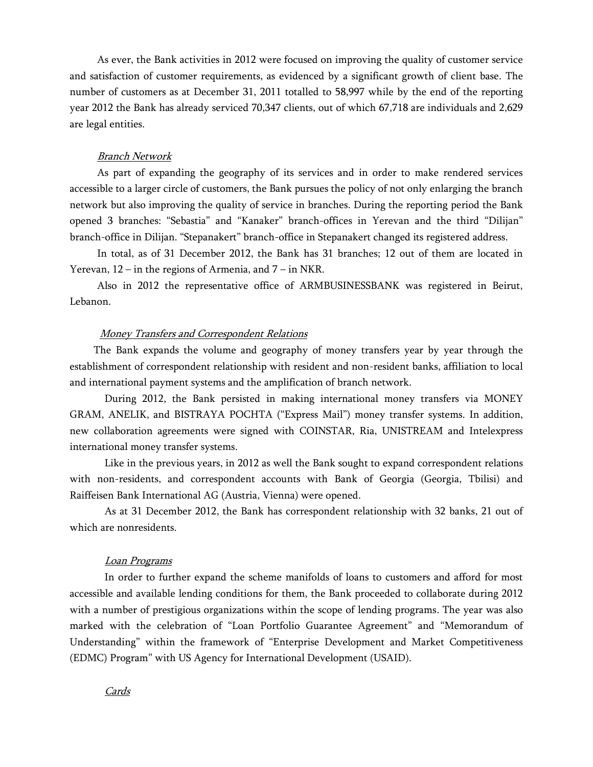As ever, the Bank activities in 2012 were focused on improving the quality of customer service and satisfaction of customer requirements, as evidenced by a significant growth of client base. The number of customers as at December 31, 2011 totalled to 58,997 while by the end of the reporting year 2012 the Bank has already serviced 70,347 clients, out of which 67,718 are individuals and 2,629 are legal entities.

*Branch Network*

As part of expanding the geography of its services and in order to make rendered services accessible to a larger circle of customers, the Bank pursues the policy of not only enlarging the branch network but also improving the quality of service in branches. During the reporting period the Bank opened 3 branches: "Sebastia" and "Kanaker" branch-offices in Yerevan and the third "Dilijan" branch-office in Dilijan. "Stepanakert" branch-office in Stepanakert changed its registered address.

In total, as of 31 December 2012, the Bank has 31 branches; 12 out of them are located in Yerevan, 12 – in the regions of Armenia, and 7 – in NKR.

Also in 2012 the representative office of ARMBUSINESSBANK was registered in Beirut, Lebanon.

*Money Transfers and Correspondent Relations*

The Bank expands the volume and geography of money transfers year by year through the establishment of correspondent relationship with resident and non-resident banks, affiliation to local and international payment systems and the amplification of branch network.

During 2012, the Bank persisted in making international money transfers via MONEY GRAM, ANELIK, and BISTRAYA POCHTA ("Express Mail") money transfer systems. In addition, new collaboration agreements were signed with COINSTAR, Ria, UNISTREAM and Intelexpress international money transfer systems.

Like in the previous years, in 2012 as well the Bank sought to expand correspondent relations with non-residents, and correspondent accounts with Bank of Georgia (Georgia, Tbilisi) and Raiffeisen Bank International AG (Austria, Vienna) were opened.

As at 31 December 2012, the Bank has correspondent relationship with 32 banks, 21 out of which are nonresidents.

*Loan Programs*

In order to further expand the scheme manifolds of loans to customers and afford for most accessible and available lending conditions for them, the Bank proceeded to collaborate during 2012 with a number of prestigious organizations within the scope of lending programs. The year was also marked with the celebration of "Loan Portfolio Guarantee Agreement" and "Memorandum of Understanding" within the framework of "Enterprise Development and Market Competitiveness (EDMC) Program" with US Agency for International Development (USAID).

*Cards*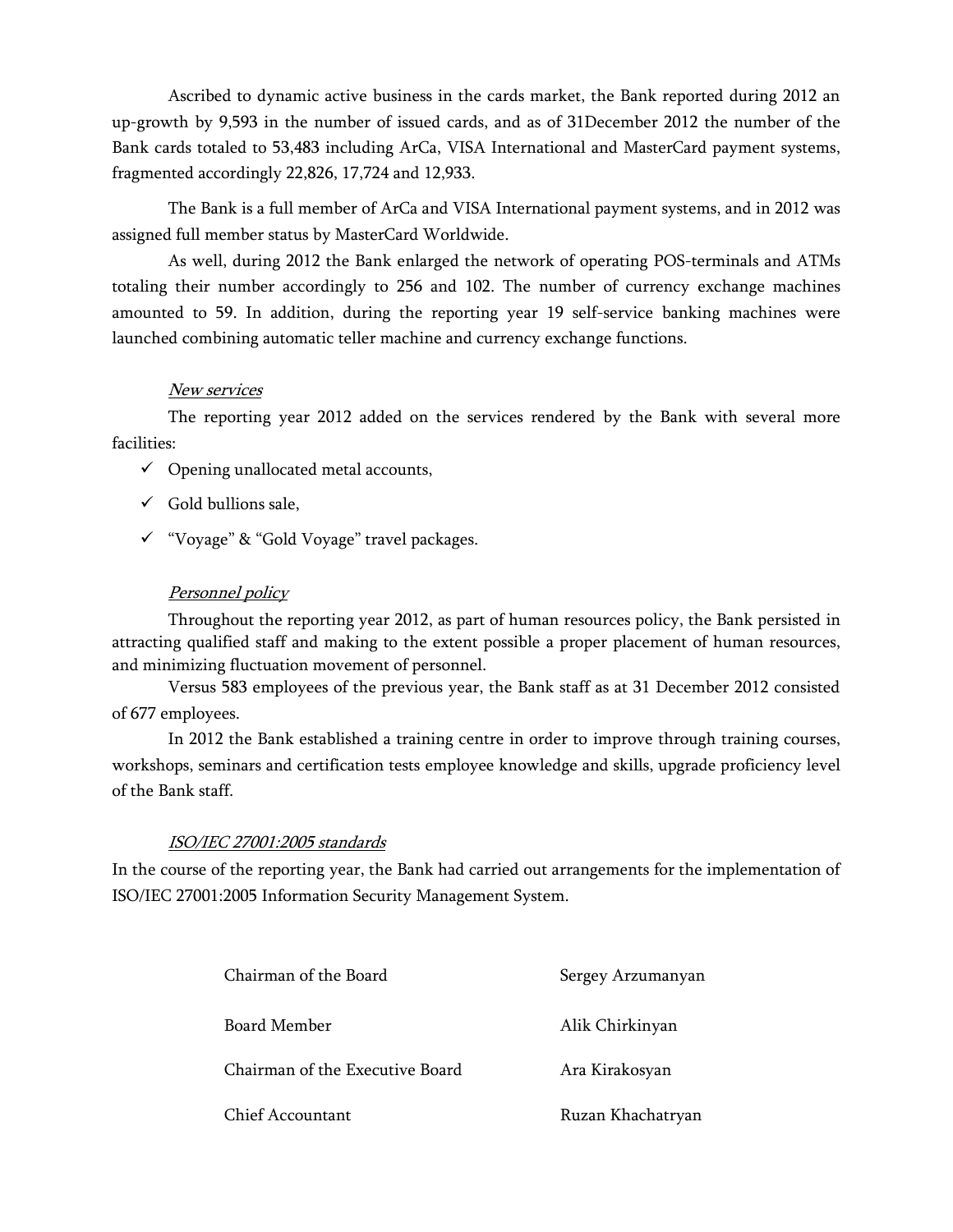Ascribed to dynamic active business in the cards market, the Bank reported during 2012 an up-growth by 9,593 in the number of issued cards, and as of 31December 2012 the number of the Bank cards totaled to 53,483 including ArCa, VISA International and MasterCard payment systems, fragmented accordingly 22,826, 17,724 and 12,933.

The Bank is a full member of ArCa and VISA International payment systems, and in 2012 was assigned full member status by MasterCard Worldwide.

As well, during 2012 the Bank enlarged the network of operating POS-terminals and ATMs totaling their number accordingly to 256 and 102. The number of currency exchange machines amounted to 59. In addition, during the reporting year 19 self-service banking machines were launched combining automatic teller machine and currency exchange functions.

*New services*

The reporting year 2012 added on the services rendered by the Bank with several more facilities:

- ✓ Opening unallocated metal accounts,
- ✓ Gold bullions sale,
- ✓ "Voyage" & "Gold Voyage" travel packages.

*Personnel policy*

Throughout the reporting year 2012, as part of human resources policy, the Bank persisted in attracting qualified staff and making to the extent possible a proper placement of human resources, and minimizing fluctuation movement of personnel.

Versus 583 employees of the previous year, the Bank staff as at 31 December 2012 consisted of 677 employees.

In 2012 the Bank established a training centre in order to improve through training courses, workshops, seminars and certification tests employee knowledge and skills, upgrade proficiency level of the Bank staff.

*ISO/IEC 27001:2005 standards*

In the course of the reporting year, the Bank had carried out arrangements for the implementation of ISO/IEC 27001:2005 Information Security Management System.

| | |
|---|---|
| Chairman of the Board | Sergey Arzumanyan |
| Board Member | Alik Chirkinyan |
| Chairman of the Executive Board | Ara Kirakosyan |
| Chief Accountant | Ruzan Khachatryan |